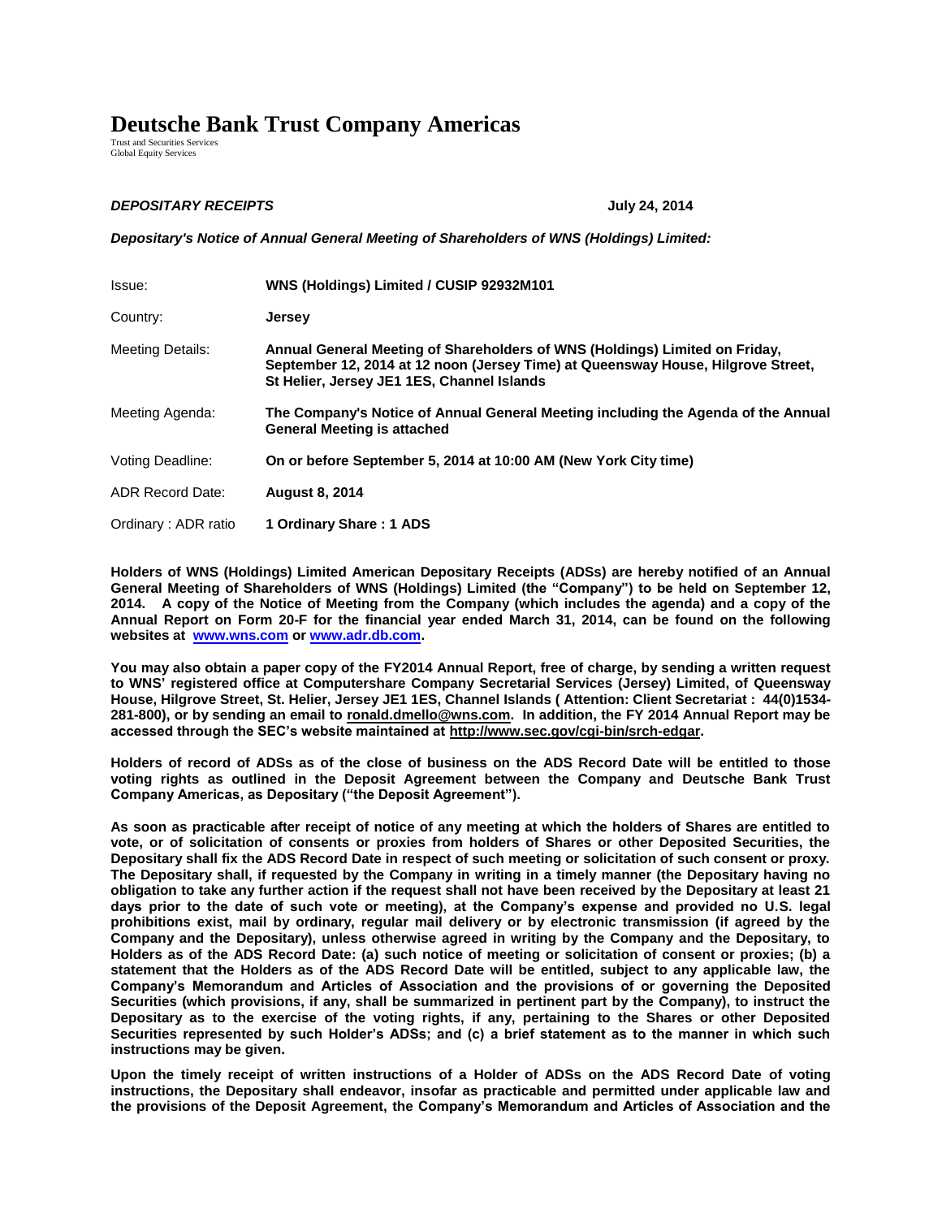# Deutsche Bank Trust Company Americas

Trust and Securities Services
Global Equity Services

***DEPOSITARY RECEIPTS*** **July 24, 2014**

***Depositary's Notice of Annual General Meeting of Shareholders of WNS (Holdings) Limited:***

| | |
|---|---|
| Issue: | **WNS (Holdings) Limited / CUSIP 92932M101** |
| Country: | **Jersey** |
| Meeting Details: | **Annual General Meeting of Shareholders of WNS (Holdings) Limited on Friday, September 12, 2014 at 12 noon (Jersey Time) at Queensway House, Hilgrove Street, St Helier, Jersey JE1 1ES, Channel Islands** |
| Meeting Agenda: | **The Company's Notice of Annual General Meeting including the Agenda of the Annual General Meeting is attached** |
| Voting Deadline: | **On or before September 5, 2014 at 10:00 AM (New York City time)** |
| ADR Record Date: | **August 8, 2014** |
| Ordinary : ADR ratio | **1 Ordinary Share : 1 ADS** |

**Holders of WNS (Holdings) Limited American Depositary Receipts (ADSs) are hereby notified of an Annual General Meeting of Shareholders of WNS (Holdings) Limited (the "Company") to be held on September 12, 2014. A copy of the Notice of Meeting from the Company (which includes the agenda) and a copy of the Annual Report on Form 20-F for the financial year ended March 31, 2014, can be found on the following websites at [www.wns.com](http://www.wns.com) or [www.adr.db.com](http://www.adr.db.com).**

**You may also obtain a paper copy of the FY2014 Annual Report, free of charge, by sending a written request to WNS' registered office at Computershare Company Secretarial Services (Jersey) Limited, of Queensway House, Hilgrove Street, St. Helier, Jersey JE1 1ES, Channel Islands ( Attention: Client Secretariat : 44(0)1534-281-800), or by sending an email to ronald.dmello@wns.com. In addition, the FY 2014 Annual Report may be accessed through the SEC's website maintained at http://www.sec.gov/cgi-bin/srch-edgar.**

**Holders of record of ADSs as of the close of business on the ADS Record Date will be entitled to those voting rights as outlined in the Deposit Agreement between the Company and Deutsche Bank Trust Company Americas, as Depositary ("the Deposit Agreement").**

**As soon as practicable after receipt of notice of any meeting at which the holders of Shares are entitled to vote, or of solicitation of consents or proxies from holders of Shares or other Deposited Securities, the Depositary shall fix the ADS Record Date in respect of such meeting or solicitation of such consent or proxy. The Depositary shall, if requested by the Company in writing in a timely manner (the Depositary having no obligation to take any further action if the request shall not have been received by the Depositary at least 21 days prior to the date of such vote or meeting), at the Company's expense and provided no U.S. legal prohibitions exist, mail by ordinary, regular mail delivery or by electronic transmission (if agreed by the Company and the Depositary), unless otherwise agreed in writing by the Company and the Depositary, to Holders as of the ADS Record Date: (a) such notice of meeting or solicitation of consent or proxies; (b) a statement that the Holders as of the ADS Record Date will be entitled, subject to any applicable law, the Company's Memorandum and Articles of Association and the provisions of or governing the Deposited Securities (which provisions, if any, shall be summarized in pertinent part by the Company), to instruct the Depositary as to the exercise of the voting rights, if any, pertaining to the Shares or other Deposited Securities represented by such Holder's ADSs; and (c) a brief statement as to the manner in which such instructions may be given.**

**Upon the timely receipt of written instructions of a Holder of ADSs on the ADS Record Date of voting instructions, the Depositary shall endeavor, insofar as practicable and permitted under applicable law and the provisions of the Deposit Agreement, the Company's Memorandum and Articles of Association and the**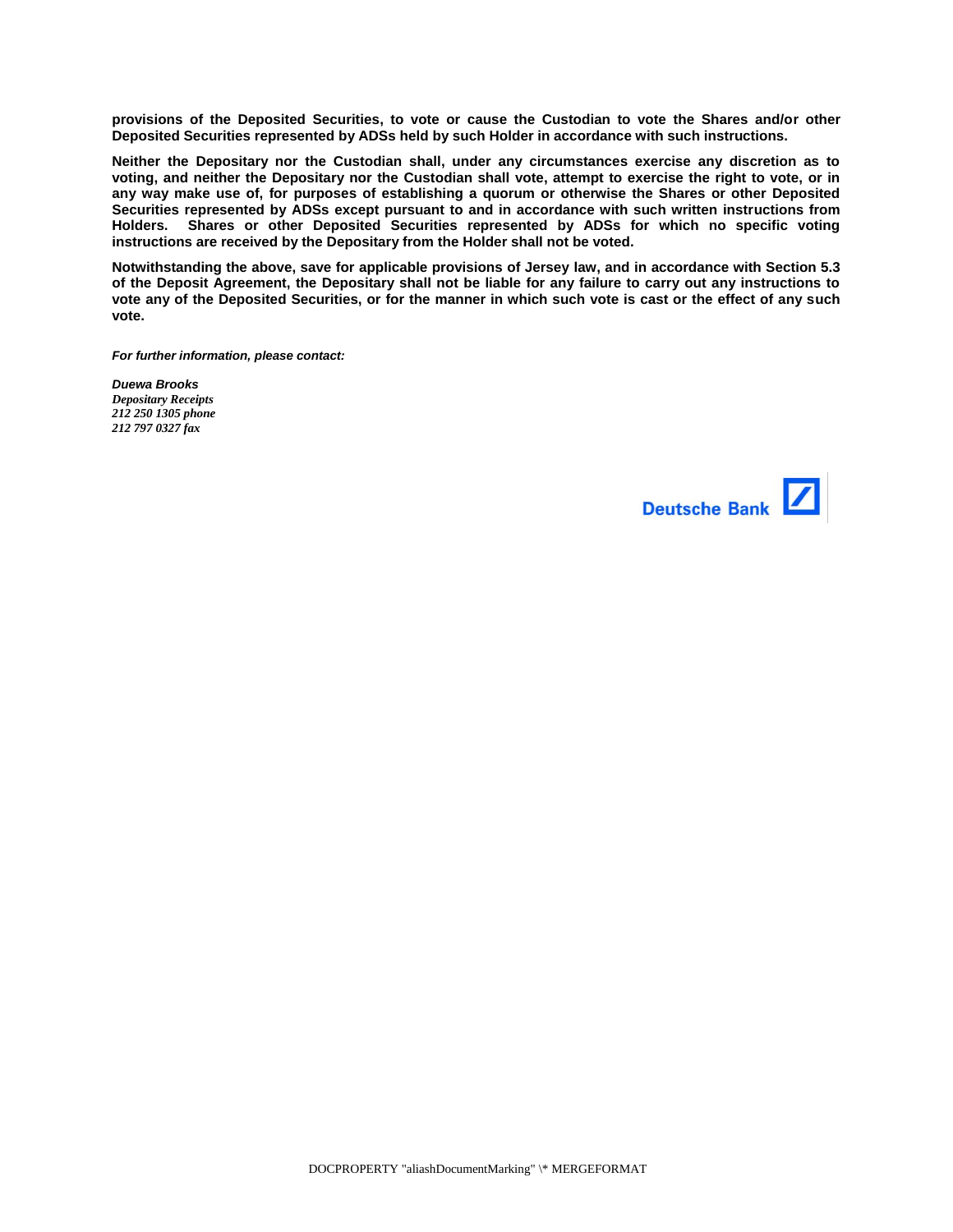**provisions of the Deposited Securities, to vote or cause the Custodian to vote the Shares and/or other Deposited Securities represented by ADSs held by such Holder in accordance with such instructions.**

**Neither the Depositary nor the Custodian shall, under any circumstances exercise any discretion as to voting, and neither the Depositary nor the Custodian shall vote, attempt to exercise the right to vote, or in any way make use of, for purposes of establishing a quorum or otherwise the Shares or other Deposited Securities represented by ADSs except pursuant to and in accordance with such written instructions from Holders. Shares or other Deposited Securities represented by ADSs for which no specific voting instructions are received by the Depositary from the Holder shall not be voted.**

**Notwithstanding the above, save for applicable provisions of Jersey law, and in accordance with Section 5.3 of the Deposit Agreement, the Depositary shall not be liable for any failure to carry out any instructions to vote any of the Deposited Securities, or for the manner in which such vote is cast or the effect of any such vote.**

***For further information, please contact:***

***Duewa Brooks***
***Depositary Receipts***
***212 250 1305 phone***
***212 797 0327 fax***

Deutsche Bank

DOCPROPERTY "aliashDocumentMarking" \* MERGEFORMAT